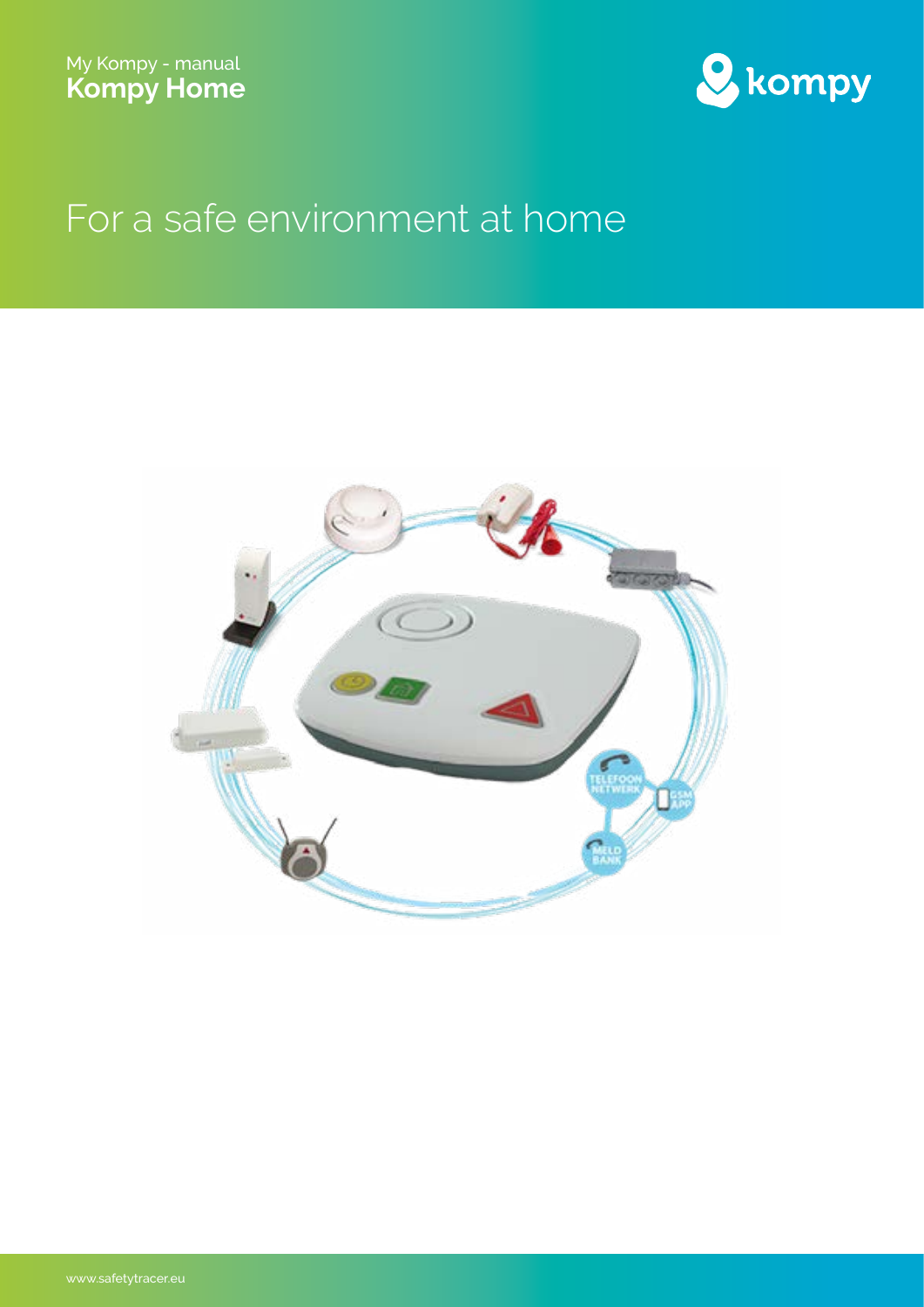My Kompy - manual

# Kompy Home

kompy

## For a safe environment at home

www.safetytracer.eu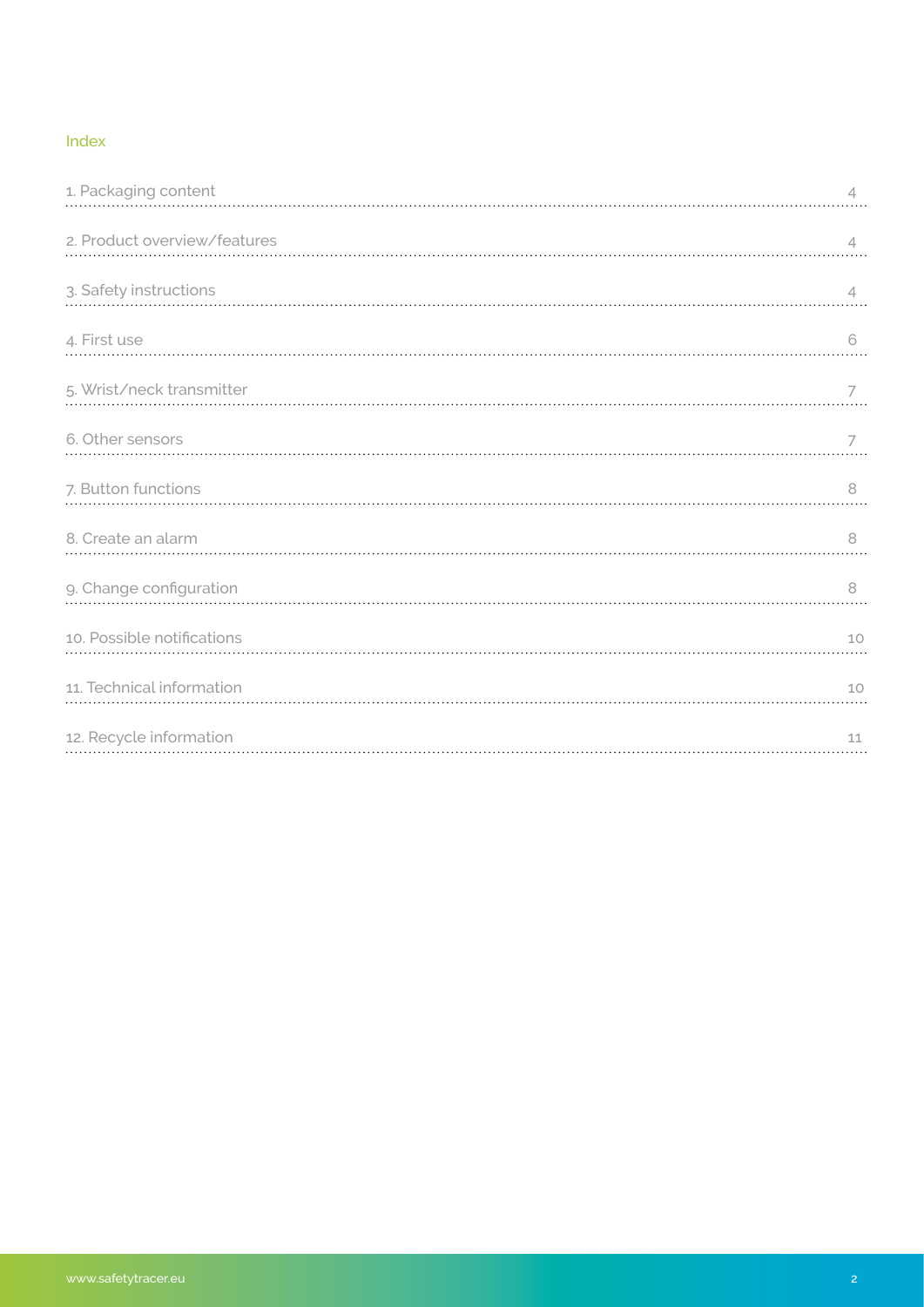## Index

| | |
|---|---|
| 1. Packaging content | 4 |
| 2. Product overview/features | 4 |
| 3. Safety instructions | 4 |
| 4. First use | 6 |
| 5. Wrist/neck transmitter | 7 |
| 6. Other sensors | 7 |
| 7. Button functions | 8 |
| 8. Create an alarm | 8 |
| 9. Change configuration | 8 |
| 10. Possible notifications | 10 |
| 11. Technical information | 10 |
| 12. Recycle information | 11 |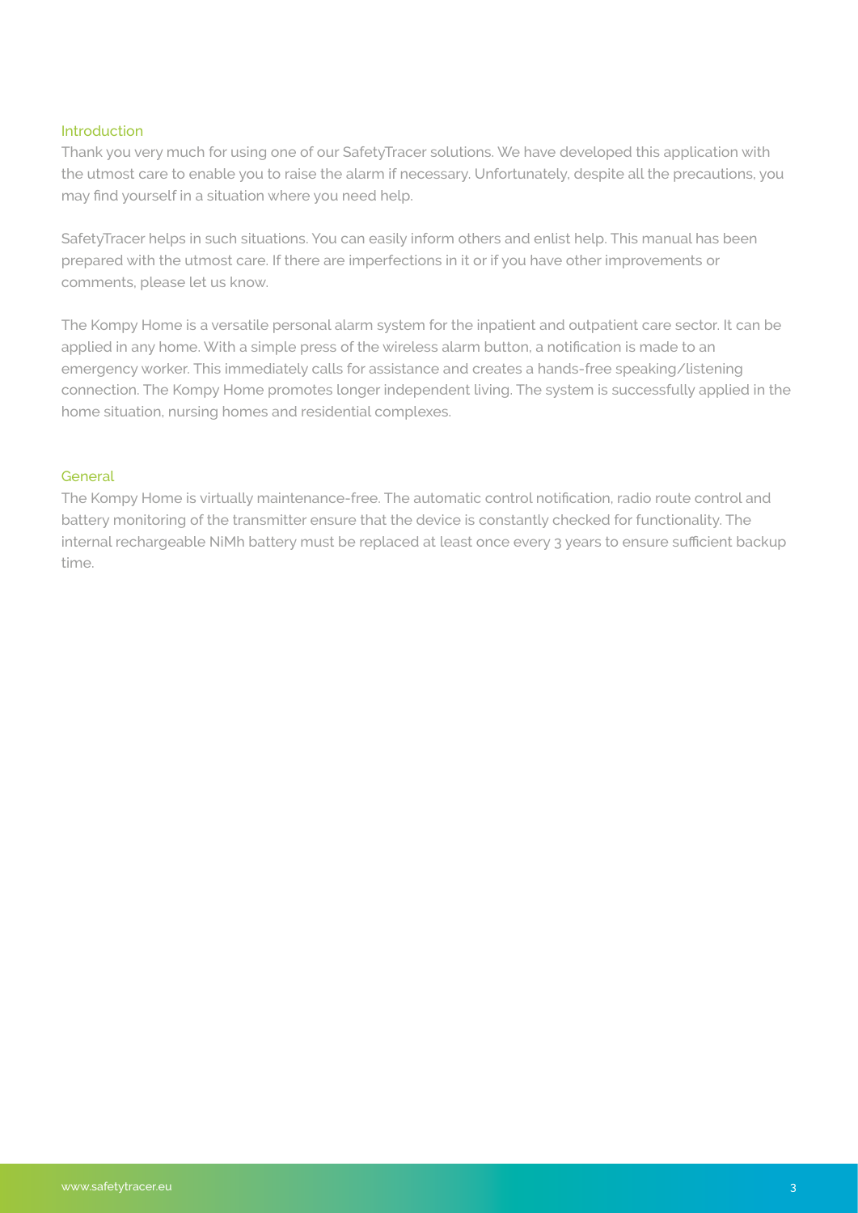## Introduction

Thank you very much for using one of our SafetyTracer solutions. We have developed this application with the utmost care to enable you to raise the alarm if necessary. Unfortunately, despite all the precautions, you may find yourself in a situation where you need help.

SafetyTracer helps in such situations. You can easily inform others and enlist help. This manual has been prepared with the utmost care. If there are imperfections in it or if you have other improvements or comments, please let us know.

The Kompy Home is a versatile personal alarm system for the inpatient and outpatient care sector. It can be applied in any home. With a simple press of the wireless alarm button, a notification is made to an emergency worker. This immediately calls for assistance and creates a hands-free speaking/listening connection. The Kompy Home promotes longer independent living. The system is successfully applied in the home situation, nursing homes and residential complexes.

## General

The Kompy Home is virtually maintenance-free. The automatic control notification, radio route control and battery monitoring of the transmitter ensure that the device is constantly checked for functionality. The internal rechargeable NiMh battery must be replaced at least once every 3 years to ensure sufficient backup time.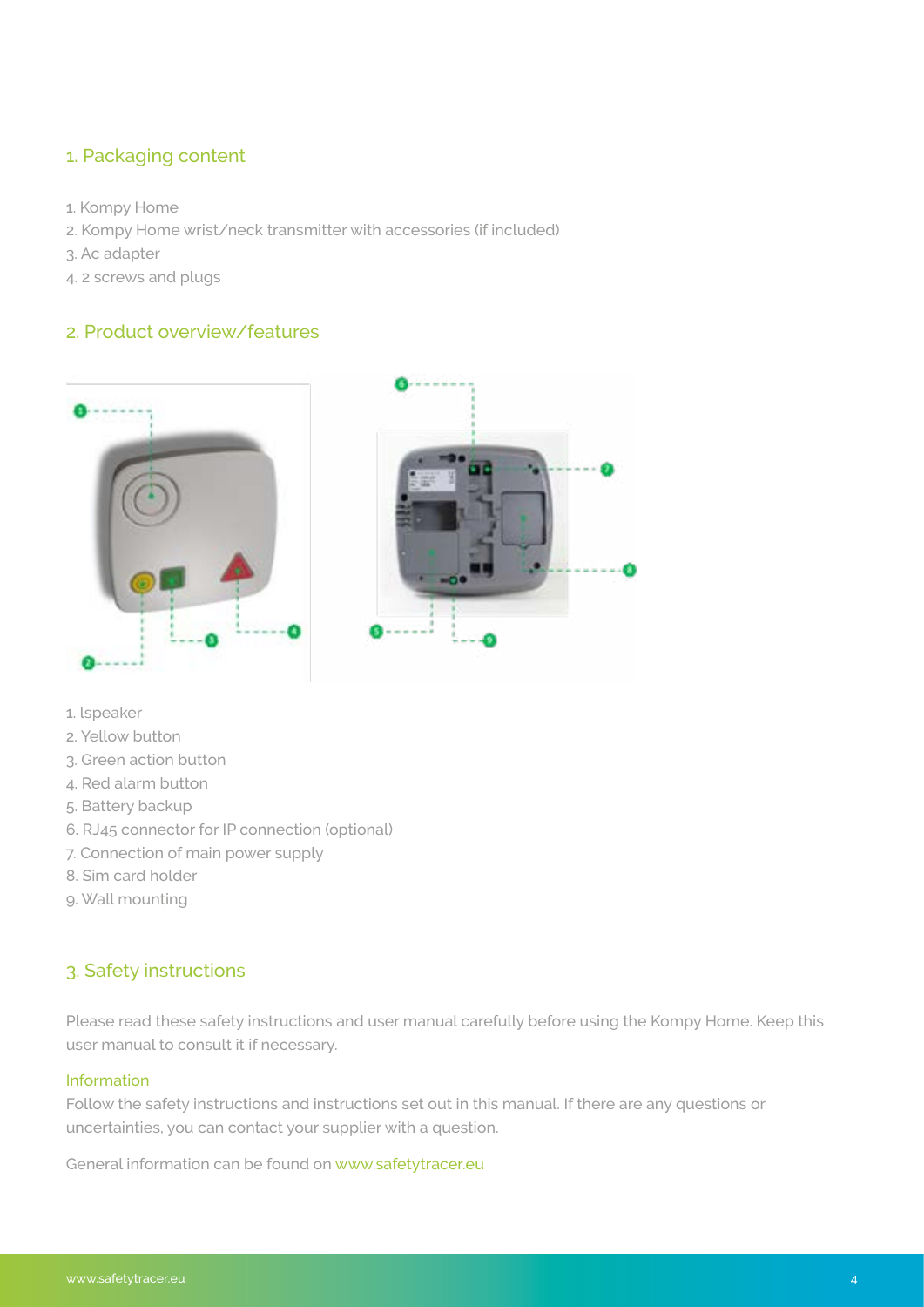## 1. Packaging content

1. Kompy Home
2. Kompy Home wrist/neck transmitter with accessories (if included)
3. Ac adapter
4. 2 screws and plugs

## 2. Product overview/features

1. lspeaker
2. Yellow button
3. Green action button
4. Red alarm button
5. Battery backup
6. RJ45 connector for IP connection (optional)
7. Connection of main power supply
8. Sim card holder
9. Wall mounting

## 3. Safety instructions

Please read these safety instructions and user manual carefully before using the Kompy Home. Keep this user manual to consult it if necessary.

### Information

Follow the safety instructions and instructions set out in this manual. If there are any questions or uncertainties, you can contact your supplier with a question.

General information can be found on www.safetytracer.eu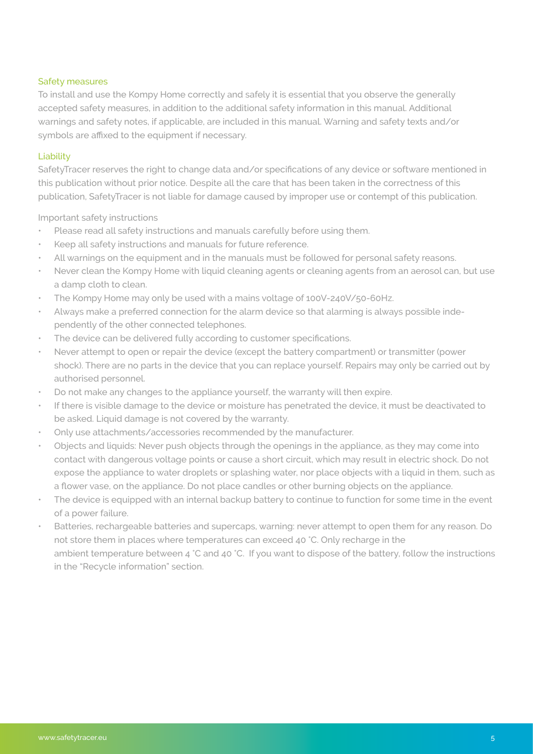## Safety measures

To install and use the Kompy Home correctly and safely it is essential that you observe the generally accepted safety measures, in addition to the additional safety information in this manual. Additional warnings and safety notes, if applicable, are included in this manual. Warning and safety texts and/or symbols are affixed to the equipment if necessary.

## Liability

SafetyTracer reserves the right to change data and/or specifications of any device or software mentioned in this publication without prior notice. Despite all the care that has been taken in the correctness of this publication, SafetyTracer is not liable for damage caused by improper use or contempt of this publication.

Important safety instructions

- Please read all safety instructions and manuals carefully before using them.
- Keep all safety instructions and manuals for future reference.
- All warnings on the equipment and in the manuals must be followed for personal safety reasons.
- Never clean the Kompy Home with liquid cleaning agents or cleaning agents from an aerosol can, but use a damp cloth to clean.
- The Kompy Home may only be used with a mains voltage of 100V-240V/50-60Hz.
- Always make a preferred connection for the alarm device so that alarming is always possible independently of the other connected telephones.
- The device can be delivered fully according to customer specifications.
- Never attempt to open or repair the device (except the battery compartment) or transmitter (power shock). There are no parts in the device that you can replace yourself. Repairs may only be carried out by authorised personnel.
- Do not make any changes to the appliance yourself, the warranty will then expire.
- If there is visible damage to the device or moisture has penetrated the device, it must be deactivated to be asked. Liquid damage is not covered by the warranty.
- Only use attachments/accessories recommended by the manufacturer.
- Objects and liquids: Never push objects through the openings in the appliance, as they may come into contact with dangerous voltage points or cause a short circuit, which may result in electric shock. Do not expose the appliance to water droplets or splashing water, nor place objects with a liquid in them, such as a flower vase, on the appliance. Do not place candles or other burning objects on the appliance.
- The device is equipped with an internal backup battery to continue to function for some time in the event of a power failure.
- Batteries, rechargeable batteries and supercaps, warning: never attempt to open them for any reason. Do not store them in places where temperatures can exceed 40 °C. Only recharge in the ambient temperature between 4 °C and 40 °C. If you want to dispose of the battery, follow the instructions in the "Recycle information" section.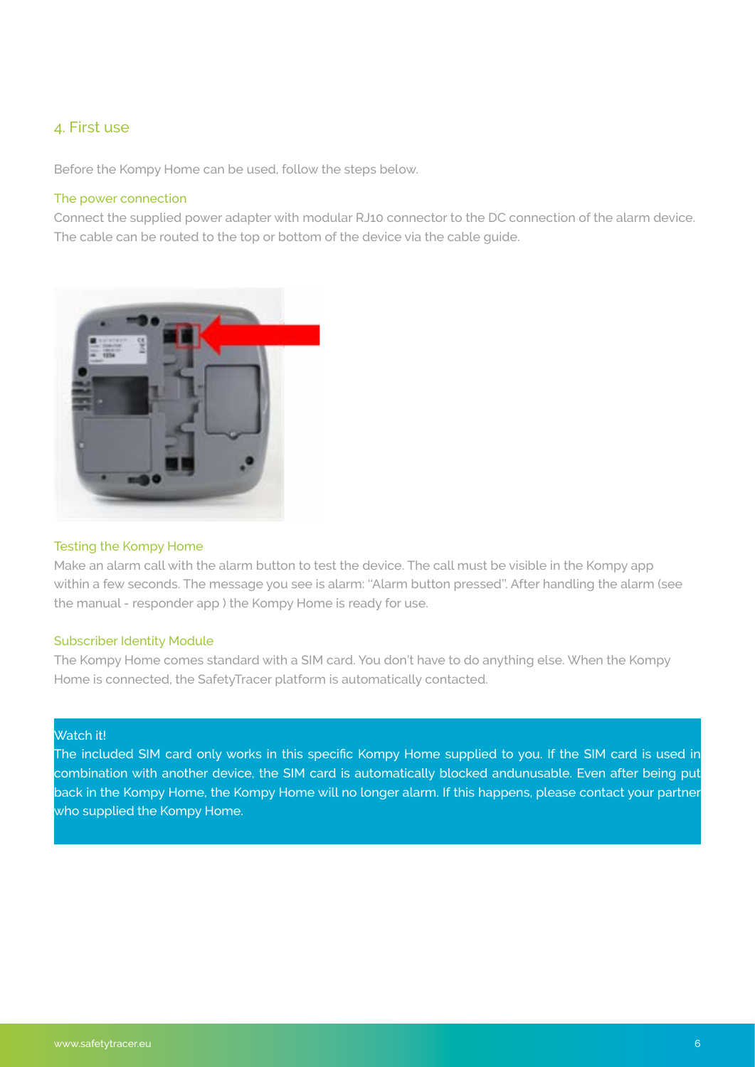## 4. First use

Before the Kompy Home can be used, follow the steps below.

### The power connection

Connect the supplied power adapter with modular RJ10 connector to the DC connection of the alarm device. The cable can be routed to the top or bottom of the device via the cable guide.

### Testing the Kompy Home

Make an alarm call with the alarm button to test the device. The call must be visible in the Kompy app within a few seconds. The message you see is alarm: "Alarm button pressed". After handling the alarm (see the manual - responder app ) the Kompy Home is ready for use.

### Subscriber Identity Module

The Kompy Home comes standard with a SIM card. You don't have to do anything else. When the Kompy Home is connected, the SafetyTracer platform is automatically contacted.

**Watch it!**
The included SIM card only works in this specific Kompy Home supplied to you. If the SIM card is used in combination with another device, the SIM card is automatically blocked andunusable. Even after being put back in the Kompy Home, the Kompy Home will no longer alarm. If this happens, please contact your partner who supplied the Kompy Home.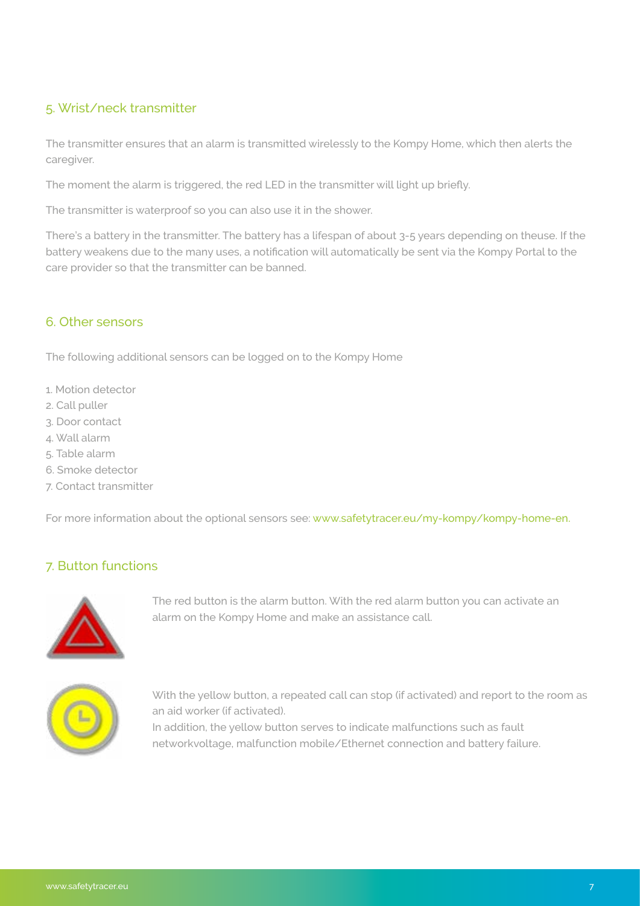## 5. Wrist/neck transmitter

The transmitter ensures that an alarm is transmitted wirelessly to the Kompy Home, which then alerts the caregiver.

The moment the alarm is triggered, the red LED in the transmitter will light up briefly.

The transmitter is waterproof so you can also use it in the shower.

There's a battery in the transmitter. The battery has a lifespan of about 3-5 years depending on theuse. If the battery weakens due to the many uses, a notification will automatically be sent via the Kompy Portal to the care provider so that the transmitter can be banned.

## 6. Other sensors

The following additional sensors can be logged on to the Kompy Home

1. Motion detector
2. Call puller
3. Door contact
4. Wall alarm
5. Table alarm
6. Smoke detector
7. Contact transmitter

For more information about the optional sensors see: www.safetytracer.eu/my-kompy/kompy-home-en.

## 7. Button functions

The red button is the alarm button. With the red alarm button you can activate an alarm on the Kompy Home and make an assistance call.

With the yellow button, a repeated call can stop (if activated) and report to the room as an aid worker (if activated).
In addition, the yellow button serves to indicate malfunctions such as fault networkvoltage, malfunction mobile/Ethernet connection and battery failure.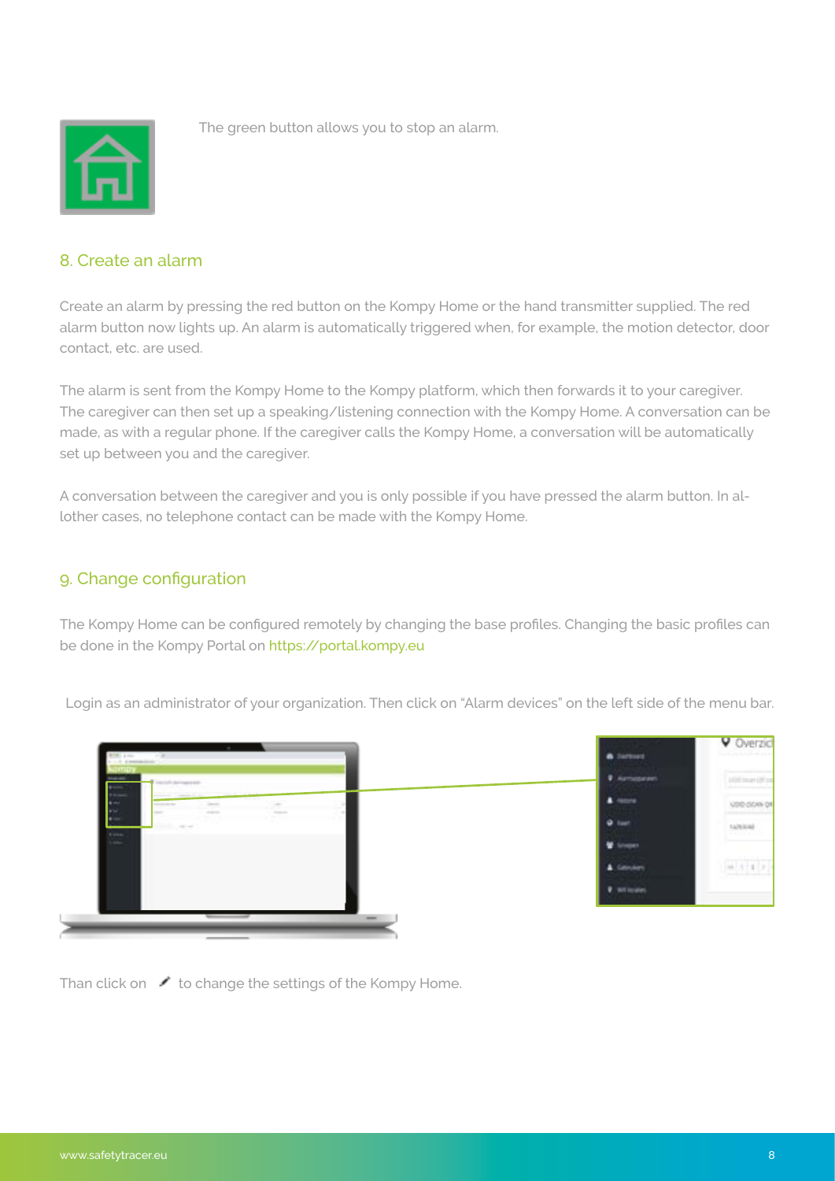The green button allows you to stop an alarm.

## 8. Create an alarm

Create an alarm by pressing the red button on the Kompy Home or the hand transmitter supplied. The red alarm button now lights up. An alarm is automatically triggered when, for example, the motion detector, door contact, etc. are used.

The alarm is sent from the Kompy Home to the Kompy platform, which then forwards it to your caregiver. The caregiver can then set up a speaking/listening connection with the Kompy Home. A conversation can be made, as with a regular phone. If the caregiver calls the Kompy Home, a conversation will be automatically set up between you and the caregiver.

A conversation between the caregiver and you is only possible if you have pressed the alarm button. In allother cases, no telephone contact can be made with the Kompy Home.

## 9. Change configuration

The Kompy Home can be configured remotely by changing the base profiles. Changing the basic profiles can be done in the Kompy Portal on https://portal.kompy.eu

Login as an administrator of your organization. Then click on "Alarm devices" on the left side of the menu bar.

Than click on ✎ to change the settings of the Kompy Home.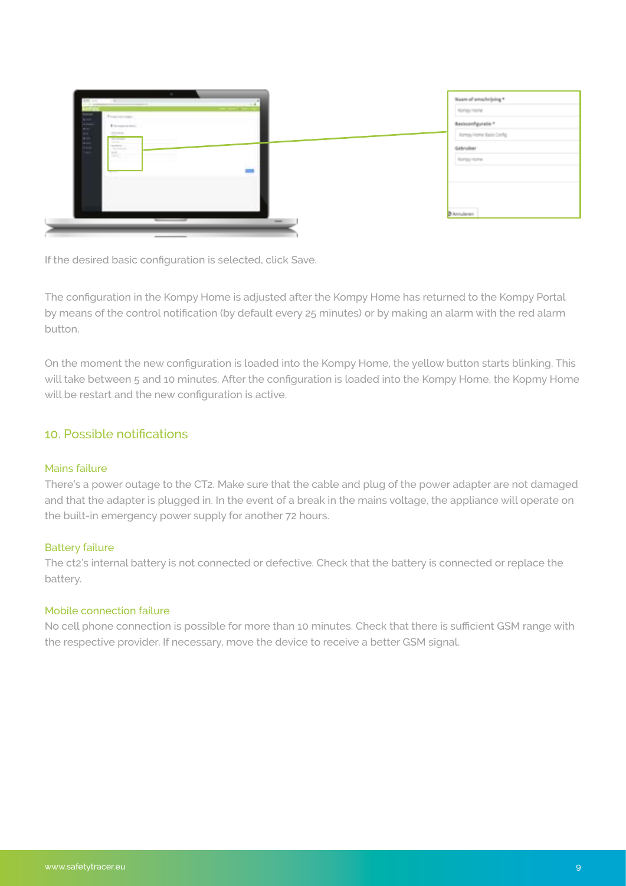If the desired basic configuration is selected, click Save.

The configuration in the Kompy Home is adjusted after the Kompy Home has returned to the Kompy Portal by means of the control notification (by default every 25 minutes) or by making an alarm with the red alarm button.

On the moment the new configuration is loaded into the Kompy Home, the yellow button starts blinking. This will take between 5 and 10 minutes. After the configuration is loaded into the Kompy Home, the Kopmy Home will be restart and the new configuration is active.

## 10. Possible notifications

### Mains failure

There's a power outage to the CT2. Make sure that the cable and plug of the power adapter are not damaged and that the adapter is plugged in. In the event of a break in the mains voltage, the appliance will operate on the built-in emergency power supply for another 72 hours.

### Battery failure

The ct2's internal battery is not connected or defective. Check that the battery is connected or replace the battery.

### Mobile connection failure

No cell phone connection is possible for more than 10 minutes. Check that there is sufficient GSM range with the respective provider. If necessary, move the device to receive a better GSM signal.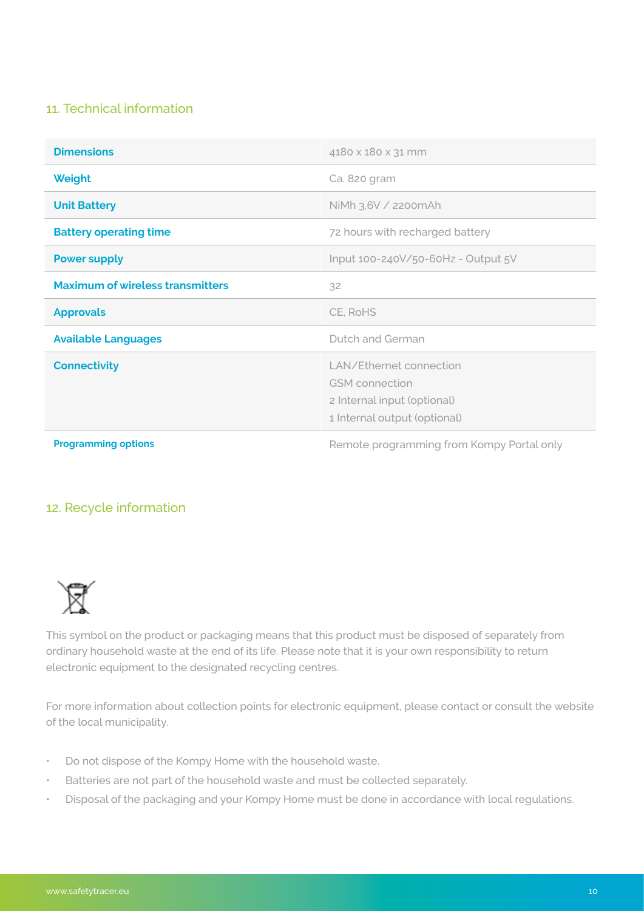## 11. Technical information

| | |
|---|---|
| **Dimensions** | 4180 x 180 x 31 mm |
| **Weight** | Ca. 820 gram |
| **Unit Battery** | NiMh 3,6V / 2200mAh |
| **Battery operating time** | 72 hours with recharged battery |
| **Power supply** | Input 100-240V/50-60Hz - Output 5V |
| **Maximum of wireless transmitters** | 32 |
| **Approvals** | CE, RoHS |
| **Available Languages** | Dutch and German |
| **Connectivity** | LAN/Ethernet connection<br>GSM connection<br>2 Internal input (optional)<br>1 Internal output (optional) |
| **Programming options** | Remote programming from Kompy Portal only |

## 12. Recycle information

This symbol on the product or packaging means that this product must be disposed of separately from ordinary household waste at the end of its life. Please note that it is your own responsibility to return electronic equipment to the designated recycling centres.

For more information about collection points for electronic equipment, please contact or consult the website of the local municipality.

- Do not dispose of the Kompy Home with the household waste.
- Batteries are not part of the household waste and must be collected separately.
- Disposal of the packaging and your Kompy Home must be done in accordance with local regulations.